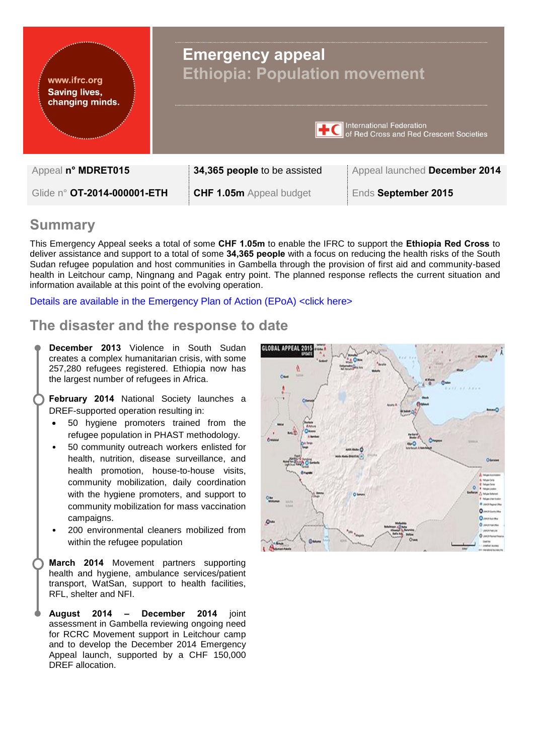# Emergency appeal

## Ethiopia: Population movement

| Appeal n° **MDRET015** | **34,365 people** to be assisted | Appeal launched **December 2014** |
|---|---|---|
| Glide n° **OT-2014-000001-ETH** | **CHF 1.05m** Appeal budget | Ends **September 2015** |

## Summary

This Emergency Appeal seeks a total of some **CHF 1.05m** to enable the IFRC to support the **Ethiopia Red Cross** to deliver assistance and support to a total of some **34,365 people** with a focus on reducing the health risks of the South Sudan refugee population and host communities in Gambella through the provision of first aid and community-based health in Leitchour camp, Ningnang and Pagak entry point. The planned response reflects the current situation and information available at this point of the evolving operation.

Details are available in the Emergency Plan of Action (EPoA) <click here>

## The disaster and the response to date

**December 2013** Violence in South Sudan creates a complex humanitarian crisis, with some 257,280 refugees registered. Ethiopia now has the largest number of refugees in Africa.

**February 2014** National Society launches a DREF-supported operation resulting in:

- 50 hygiene promoters trained from the refugee population in PHAST methodology.
- 50 community outreach workers enlisted for health, nutrition, disease surveillance, and health promotion, house-to-house visits, community mobilization, daily coordination with the hygiene promoters, and support to community mobilization for mass vaccination campaigns.
- 200 environmental cleaners mobilized from within the refugee population

**March 2014** Movement partners supporting health and hygiene, ambulance services/patient transport, WatSan, support to health facilities, RFL, shelter and NFI.

**August 2014 – December 2014** joint assessment in Gambella reviewing ongoing need for RCRC Movement support in Leitchour camp and to develop the December 2014 Emergency Appeal launch, supported by a CHF 150,000 DREF allocation.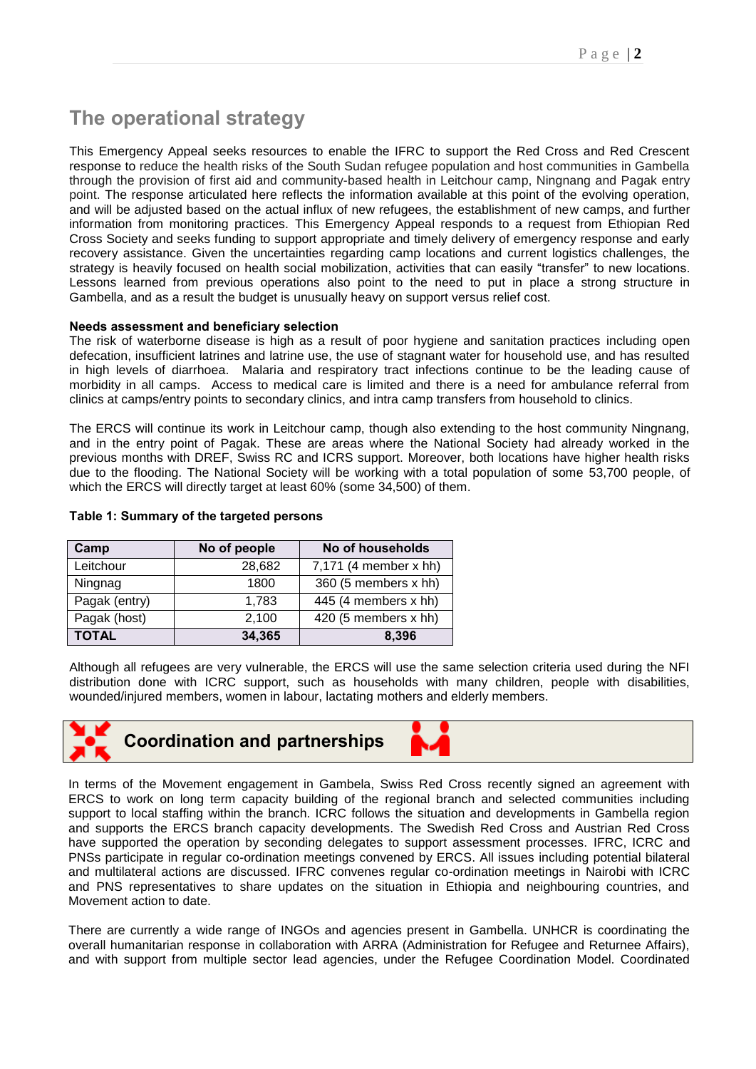## The operational strategy

This Emergency Appeal seeks resources to enable the IFRC to support the Red Cross and Red Crescent response to reduce the health risks of the South Sudan refugee population and host communities in Gambella through the provision of first aid and community-based health in Leitchour camp, Ningnang and Pagak entry point. The response articulated here reflects the information available at this point of the evolving operation, and will be adjusted based on the actual influx of new refugees, the establishment of new camps, and further information from monitoring practices. This Emergency Appeal responds to a request from Ethiopian Red Cross Society and seeks funding to support appropriate and timely delivery of emergency response and early recovery assistance. Given the uncertainties regarding camp locations and current logistics challenges, the strategy is heavily focused on health social mobilization, activities that can easily "transfer" to new locations. Lessons learned from previous operations also point to the need to put in place a strong structure in Gambella, and as a result the budget is unusually heavy on support versus relief cost.

**Needs assessment and beneficiary selection**

The risk of waterborne disease is high as a result of poor hygiene and sanitation practices including open defecation, insufficient latrines and latrine use, the use of stagnant water for household use, and has resulted in high levels of diarrhoea. Malaria and respiratory tract infections continue to be the leading cause of morbidity in all camps. Access to medical care is limited and there is a need for ambulance referral from clinics at camps/entry points to secondary clinics, and intra camp transfers from household to clinics.

The ERCS will continue its work in Leitchour camp, though also extending to the host community Ningnang, and in the entry point of Pagak. These are areas where the National Society had already worked in the previous months with DREF, Swiss RC and ICRS support. Moreover, both locations have higher health risks due to the flooding. The National Society will be working with a total population of some 53,700 people, of which the ERCS will directly target at least 60% (some 34,500) of them.

**Table 1: Summary of the targeted persons**

| Camp | No of people | No of households |
|---|---|---|
| Leitchour | 28,682 | 7,171 (4 member x hh) |
| Ningnag | 1800 | 360 (5 members x hh) |
| Pagak (entry) | 1,783 | 445 (4 members x hh) |
| Pagak (host) | 2,100 | 420 (5 members x hh) |
| **TOTAL** | **34,365** | **8,396** |

Although all refugees are very vulnerable, the ERCS will use the same selection criteria used during the NFI distribution done with ICRC support, such as households with many children, people with disabilities, wounded/injured members, women in labour, lactating mothers and elderly members.

## Coordination and partnerships

In terms of the Movement engagement in Gambela, Swiss Red Cross recently signed an agreement with ERCS to work on long term capacity building of the regional branch and selected communities including support to local staffing within the branch. ICRC follows the situation and developments in Gambella region and supports the ERCS branch capacity developments. The Swedish Red Cross and Austrian Red Cross have supported the operation by seconding delegates to support assessment processes. IFRC, ICRC and PNSs participate in regular co-ordination meetings convened by ERCS. All issues including potential bilateral and multilateral actions are discussed. IFRC convenes regular co-ordination meetings in Nairobi with ICRC and PNS representatives to share updates on the situation in Ethiopia and neighbouring countries, and Movement action to date.

There are currently a wide range of INGOs and agencies present in Gambella. UNHCR is coordinating the overall humanitarian response in collaboration with ARRA (Administration for Refugee and Returnee Affairs), and with support from multiple sector lead agencies, under the Refugee Coordination Model. Coordinated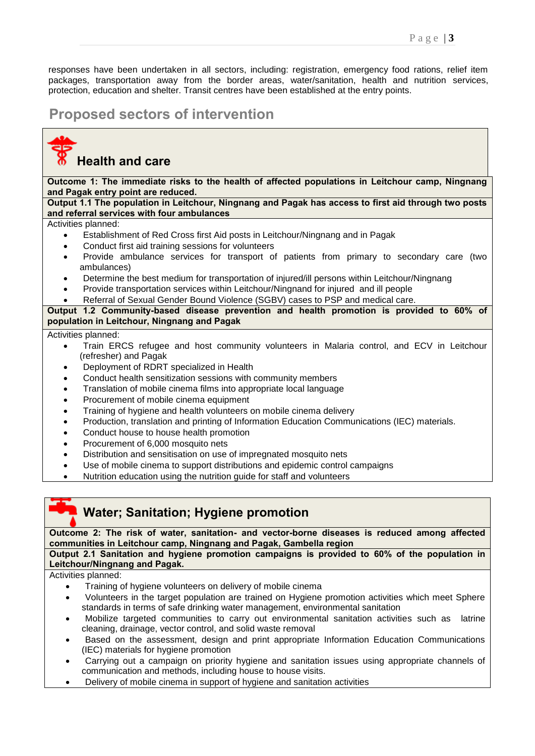responses have been undertaken in all sectors, including: registration, emergency food rations, relief item packages, transportation away from the border areas, water/sanitation, health and nutrition services, protection, education and shelter. Transit centres have been established at the entry points.

## Proposed sectors of intervention

### Health and care

**Outcome 1: The immediate risks to the health of affected populations in Leitchour camp, Ningnang and Pagak entry point are reduced.**

**Output 1.1 The population in Leitchour, Ningnang and Pagak has access to first aid through two posts and referral services with four ambulances**

Activities planned:

- Establishment of Red Cross first Aid posts in Leitchour/Ningnang and in Pagak
- Conduct first aid training sessions for volunteers
- Provide ambulance services for transport of patients from primary to secondary care (two ambulances)
- Determine the best medium for transportation of injured/ill persons within Leitchour/Ningnang
- Provide transportation services within Leitchour/Ningnand for injured and ill people
- Referral of Sexual Gender Bound Violence (SGBV) cases to PSP and medical care.

**Output 1.2 Community-based disease prevention and health promotion is provided to 60% of population in Leitchour, Ningnang and Pagak**

Activities planned:

- Train ERCS refugee and host community volunteers in Malaria control, and ECV in Leitchour (refresher) and Pagak
- Deployment of RDRT specialized in Health
- Conduct health sensitization sessions with community members
- Translation of mobile cinema films into appropriate local language
- Procurement of mobile cinema equipment
- Training of hygiene and health volunteers on mobile cinema delivery
- Production, translation and printing of Information Education Communications (IEC) materials.
- Conduct house to house health promotion
- Procurement of 6,000 mosquito nets
- Distribution and sensitisation on use of impregnated mosquito nets
- Use of mobile cinema to support distributions and epidemic control campaigns
- Nutrition education using the nutrition guide for staff and volunteers

### Water; Sanitation; Hygiene promotion

**Outcome 2: The risk of water, sanitation- and vector-borne diseases is reduced among affected communities in Leitchour camp, Ningnang and Pagak, Gambella region**

**Output 2.1 Sanitation and hygiene promotion campaigns is provided to 60% of the population in Leitchour/Ningnang and Pagak.**

Activities planned:

- Training of hygiene volunteers on delivery of mobile cinema
- Volunteers in the target population are trained on Hygiene promotion activities which meet Sphere standards in terms of safe drinking water management, environmental sanitation
- Mobilize targeted communities to carry out environmental sanitation activities such as latrine cleaning, drainage, vector control, and solid waste removal
- Based on the assessment, design and print appropriate Information Education Communications (IEC) materials for hygiene promotion
- Carrying out a campaign on priority hygiene and sanitation issues using appropriate channels of communication and methods, including house to house visits.
- Delivery of mobile cinema in support of hygiene and sanitation activities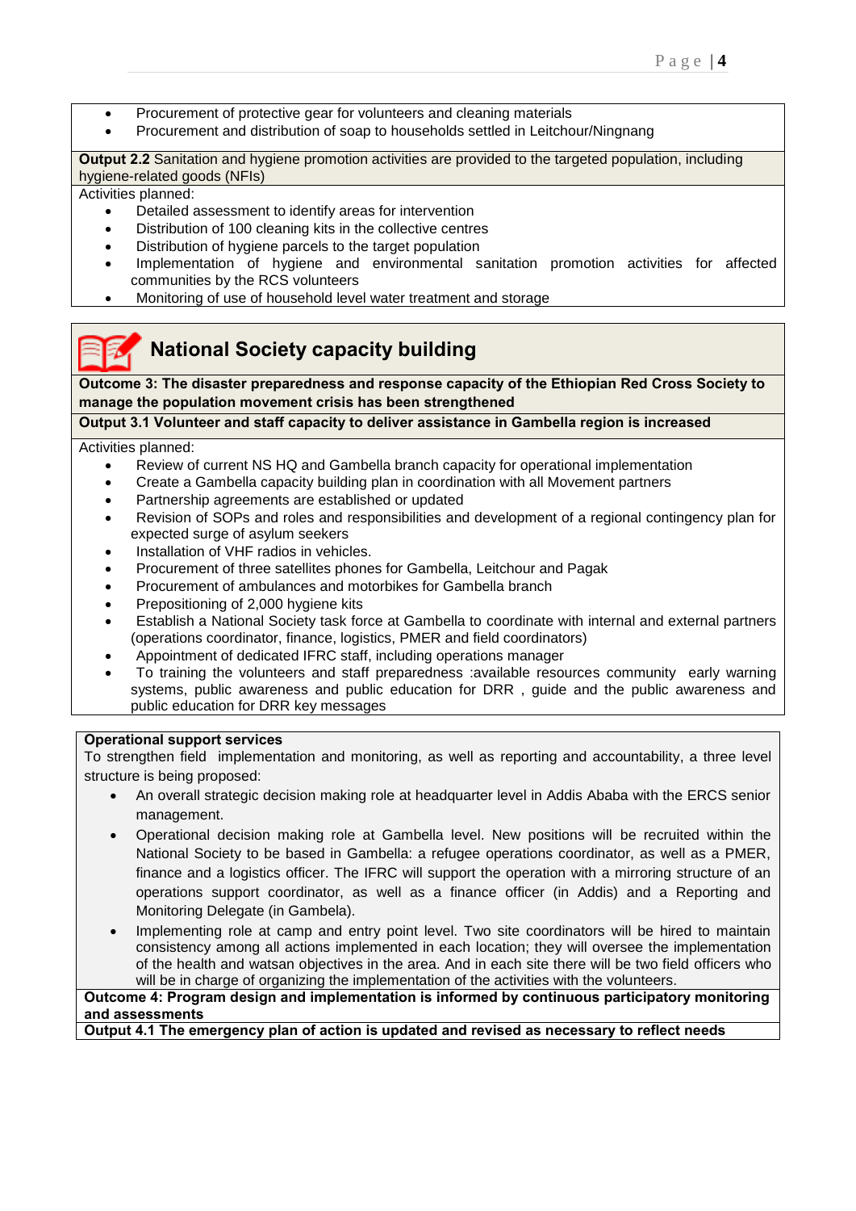- Procurement of protective gear for volunteers and cleaning materials
- Procurement and distribution of soap to households settled in Leitchour/Ningnang

**Output 2.2** Sanitation and hygiene promotion activities are provided to the targeted population, including hygiene-related goods (NFIs)

Activities planned:

- Detailed assessment to identify areas for intervention
- Distribution of 100 cleaning kits in the collective centres
- Distribution of hygiene parcels to the target population
- Implementation of hygiene and environmental sanitation promotion activities for affected communities by the RCS volunteers
- Monitoring of use of household level water treatment and storage

## National Society capacity building

**Outcome 3: The disaster preparedness and response capacity of the Ethiopian Red Cross Society to manage the population movement crisis has been strengthened**

**Output 3.1 Volunteer and staff capacity to deliver assistance in Gambella region is increased**

Activities planned:

- Review of current NS HQ and Gambella branch capacity for operational implementation
- Create a Gambella capacity building plan in coordination with all Movement partners
- Partnership agreements are established or updated
- Revision of SOPs and roles and responsibilities and development of a regional contingency plan for expected surge of asylum seekers
- Installation of VHF radios in vehicles.
- Procurement of three satellites phones for Gambella, Leitchour and Pagak
- Procurement of ambulances and motorbikes for Gambella branch
- Prepositioning of 2,000 hygiene kits
- Establish a National Society task force at Gambella to coordinate with internal and external partners (operations coordinator, finance, logistics, PMER and field coordinators)
- Appointment of dedicated IFRC staff, including operations manager
- To training the volunteers and staff preparedness :available resources community early warning systems, public awareness and public education for DRR , guide and the public awareness and public education for DRR key messages

**Operational support services**

To strengthen field implementation and monitoring, as well as reporting and accountability, a three level structure is being proposed:

- An overall strategic decision making role at headquarter level in Addis Ababa with the ERCS senior management.
- Operational decision making role at Gambella level. New positions will be recruited within the National Society to be based in Gambella: a refugee operations coordinator, as well as a PMER, finance and a logistics officer. The IFRC will support the operation with a mirroring structure of an operations support coordinator, as well as a finance officer (in Addis) and a Reporting and Monitoring Delegate (in Gambela).
- Implementing role at camp and entry point level. Two site coordinators will be hired to maintain consistency among all actions implemented in each location; they will oversee the implementation of the health and watsan objectives in the area. And in each site there will be two field officers who will be in charge of organizing the implementation of the activities with the volunteers.

**Outcome 4: Program design and implementation is informed by continuous participatory monitoring and assessments**

**Output 4.1 The emergency plan of action is updated and revised as necessary to reflect needs**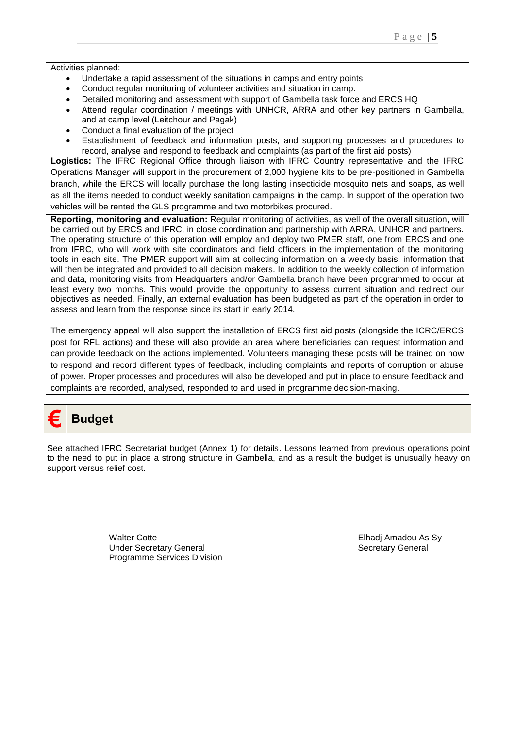Activities planned:

- Undertake a rapid assessment of the situations in camps and entry points
- Conduct regular monitoring of volunteer activities and situation in camp.
- Detailed monitoring and assessment with support of Gambella task force and ERCS HQ
- Attend regular coordination / meetings with UNHCR, ARRA and other key partners in Gambella, and at camp level (Leitchour and Pagak)
- Conduct a final evaluation of the project
- Establishment of feedback and information posts, and supporting processes and procedures to record, analyse and respond to feedback and complaints (as part of the first aid posts)

**Logistics:** The IFRC Regional Office through liaison with IFRC Country representative and the IFRC Operations Manager will support in the procurement of 2,000 hygiene kits to be pre-positioned in Gambella branch, while the ERCS will locally purchase the long lasting insecticide mosquito nets and soaps, as well as all the items needed to conduct weekly sanitation campaigns in the camp. In support of the operation two vehicles will be rented the GLS programme and two motorbikes procured.

**Reporting, monitoring and evaluation:** Regular monitoring of activities, as well of the overall situation, will be carried out by ERCS and IFRC, in close coordination and partnership with ARRA, UNHCR and partners. The operating structure of this operation will employ and deploy two PMER staff, one from ERCS and one from IFRC, who will work with site coordinators and field officers in the implementation of the monitoring tools in each site. The PMER support will aim at collecting information on a weekly basis, information that will then be integrated and provided to all decision makers. In addition to the weekly collection of information and data, monitoring visits from Headquarters and/or Gambella branch have been programmed to occur at least every two months. This would provide the opportunity to assess current situation and redirect our objectives as needed. Finally, an external evaluation has been budgeted as part of the operation in order to assess and learn from the response since its start in early 2014.

The emergency appeal will also support the installation of ERCS first aid posts (alongside the ICRC/ERCS post for RFL actions) and these will also provide an area where beneficiaries can request information and can provide feedback on the actions implemented. Volunteers managing these posts will be trained on how to respond and record different types of feedback, including complaints and reports of corruption or abuse of power. Proper processes and procedures will also be developed and put in place to ensure feedback and complaints are recorded, analysed, responded to and used in programme decision-making.

## € Budget

See attached IFRC Secretariat budget (Annex 1) for details. Lessons learned from previous operations point to the need to put in place a strong structure in Gambella, and as a result the budget is unusually heavy on support versus relief cost.

Walter Cotte
Under Secretary General
Programme Services Division

Elhadj Amadou As Sy
Secretary General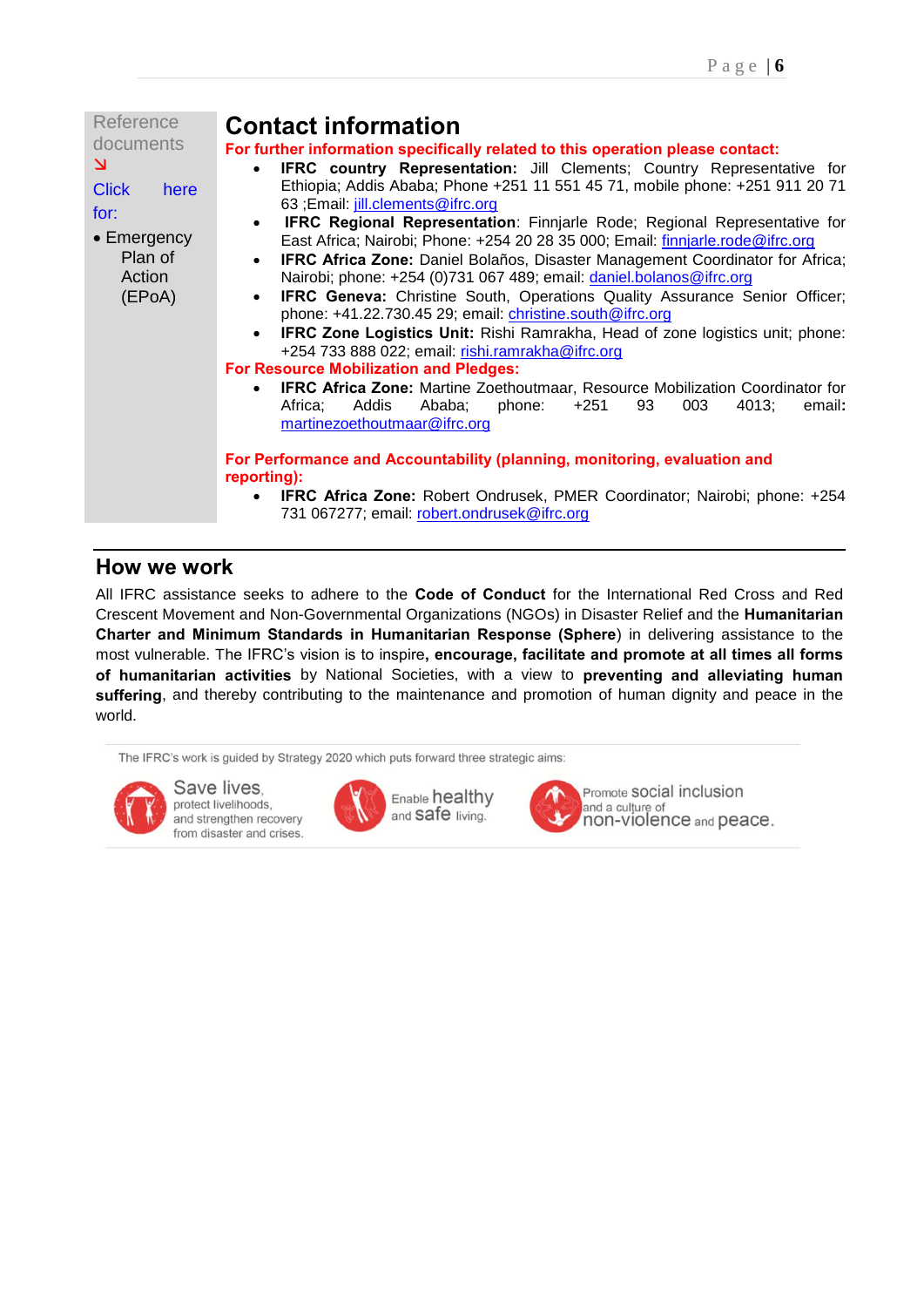Reference documents ↘

Click here for:

- Emergency Plan of Action (EPoA)

# Contact information

**For further information specifically related to this operation please contact:**

- **IFRC country Representation:** Jill Clements; Country Representative for Ethiopia; Addis Ababa; Phone +251 11 551 45 71, mobile phone: +251 911 20 71 63 ;Email: jill.clements@ifrc.org
- **IFRC Regional Representation**: Finnjarle Rode; Regional Representative for East Africa; Nairobi; Phone: +254 20 28 35 000; Email: finnjarle.rode@ifrc.org
- **IFRC Africa Zone:** Daniel Bolaños, Disaster Management Coordinator for Africa; Nairobi; phone: +254 (0)731 067 489; email: daniel.bolanos@ifrc.org
- **IFRC Geneva:** Christine South, Operations Quality Assurance Senior Officer; phone: +41.22.730.45 29; email: christine.south@ifrc.org
- **IFRC Zone Logistics Unit:** Rishi Ramrakha, Head of zone logistics unit; phone: +254 733 888 022; email: rishi.ramrakha@ifrc.org

**For Resource Mobilization and Pledges:**

- **IFRC Africa Zone:** Martine Zoethoutmaar, Resource Mobilization Coordinator for Africa; Addis Ababa; phone: +251 93 003 4013; email**:** martinezoethoutmaar@ifrc.org

**For Performance and Accountability (planning, monitoring, evaluation and reporting):**

- **IFRC Africa Zone:** Robert Ondrusek, PMER Coordinator; Nairobi; phone: +254 731 067277; email: robert.ondrusek@ifrc.org

## How we work

All IFRC assistance seeks to adhere to the **Code of Conduct** for the International Red Cross and Red Crescent Movement and Non-Governmental Organizations (NGOs) in Disaster Relief and the **Humanitarian Charter and Minimum Standards in Humanitarian Response (Sphere**) in delivering assistance to the most vulnerable. The IFRC's vision is to inspire**, encourage, facilitate and promote at all times all forms of humanitarian activities** by National Societies, with a view to **preventing and alleviating human suffering**, and thereby contributing to the maintenance and promotion of human dignity and peace in the world.

The IFRC's work is guided by Strategy 2020 which puts forward three strategic aims:

- Save lives, protect livelihoods, and strengthen recovery from disaster and crises.
- Enable healthy and safe living.
- Promote social inclusion and a culture of non-violence and peace.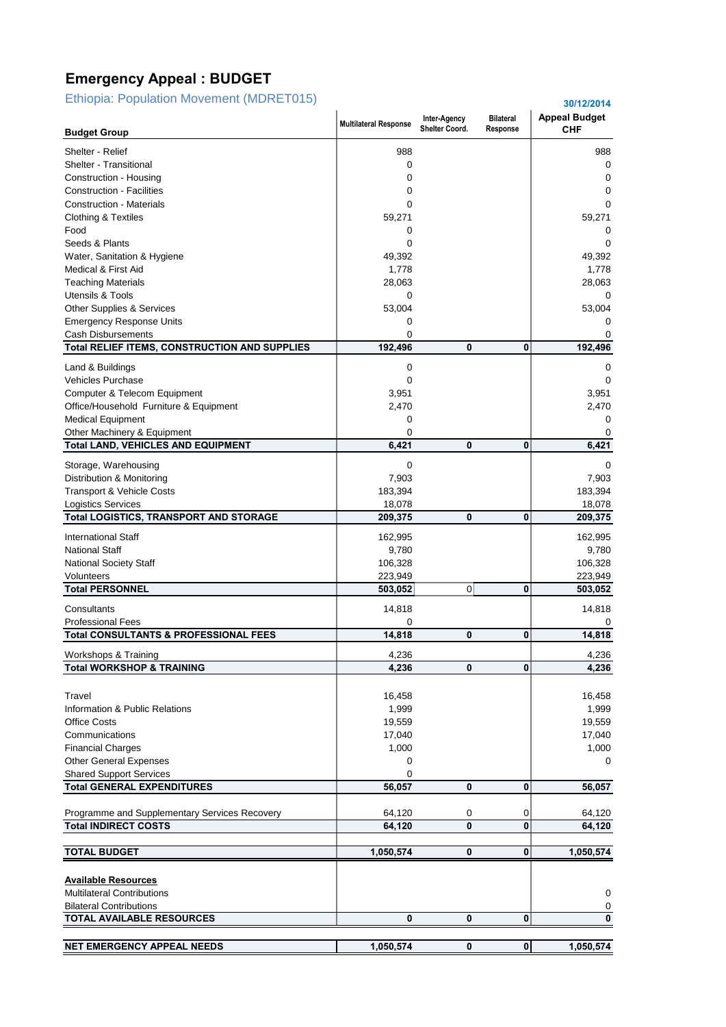# Emergency Appeal : BUDGET

Ethiopia: Population Movement (MDRET015)

30/12/2014

| Budget Group | Multilateral Response | Inter-Agency Shelter Coord. | Bilateral Response | Appeal Budget CHF |
|---|---|---|---|---|
| Shelter - Relief | 988 | | | 988 |
| Shelter - Transitional | 0 | | | 0 |
| Construction - Housing | 0 | | | 0 |
| Construction - Facilities | 0 | | | 0 |
| Construction - Materials | 0 | | | 0 |
| Clothing & Textiles | 59,271 | | | 59,271 |
| Food | 0 | | | 0 |
| Seeds & Plants | 0 | | | 0 |
| Water, Sanitation & Hygiene | 49,392 | | | 49,392 |
| Medical & First Aid | 1,778 | | | 1,778 |
| Teaching Materials | 28,063 | | | 28,063 |
| Utensils & Tools | 0 | | | 0 |
| Other Supplies & Services | 53,004 | | | 53,004 |
| Emergency Response Units | 0 | | | 0 |
| Cash Disbursements | 0 | | | 0 |
| **Total RELIEF ITEMS, CONSTRUCTION AND SUPPLIES** | **192,496** | **0** | **0** | **192,496** |
| Land & Buildings | 0 | | | 0 |
| Vehicles Purchase | 0 | | | 0 |
| Computer & Telecom Equipment | 3,951 | | | 3,951 |
| Office/Household Furniture & Equipment | 2,470 | | | 2,470 |
| Medical Equipment | 0 | | | 0 |
| Other Machinery & Equipment | 0 | | | 0 |
| **Total LAND, VEHICLES AND EQUIPMENT** | **6,421** | **0** | **0** | **6,421** |
| Storage, Warehousing | 0 | | | 0 |
| Distribution & Monitoring | 7,903 | | | 7,903 |
| Transport & Vehicle Costs | 183,394 | | | 183,394 |
| Logistics Services | 18,078 | | | 18,078 |
| **Total LOGISTICS, TRANSPORT AND STORAGE** | **209,375** | **0** | **0** | **209,375** |
| International Staff | 162,995 | | | 162,995 |
| National Staff | 9,780 | | | 9,780 |
| National Society Staff | 106,328 | | | 106,328 |
| Volunteers | 223,949 | | | 223,949 |
| **Total PERSONNEL** | **503,052** | 0 | **0** | **503,052** |
| Consultants | 14,818 | | | 14,818 |
| Professional Fees | 0 | | | 0 |
| **Total CONSULTANTS & PROFESSIONAL FEES** | **14,818** | **0** | **0** | **14,818** |
| Workshops & Training | 4,236 | | | 4,236 |
| **Total WORKSHOP & TRAINING** | **4,236** | **0** | **0** | **4,236** |
| Travel | 16,458 | | | 16,458 |
| Information & Public Relations | 1,999 | | | 1,999 |
| Office Costs | 19,559 | | | 19,559 |
| Communications | 17,040 | | | 17,040 |
| Financial Charges | 1,000 | | | 1,000 |
| Other General Expenses | 0 | | | 0 |
| Shared Support Services | 0 | | | |
| **Total GENERAL EXPENDITURES** | **56,057** | **0** | **0** | **56,057** |
| Programme and Supplementary Services Recovery | 64,120 | 0 | 0 | 64,120 |
| **Total INDIRECT COSTS** | **64,120** | **0** | **0** | **64,120** |
| **TOTAL BUDGET** | **1,050,574** | **0** | **0** | **1,050,574** |
| **Available Resources** | | | | |
| Multilateral Contributions | | | | 0 |
| Bilateral Contributions | | | | 0 |
| **TOTAL AVAILABLE RESOURCES** | **0** | **0** | **0** | **0** |
| **NET EMERGENCY APPEAL NEEDS** | **1,050,574** | **0** | **0** | **1,050,574** |